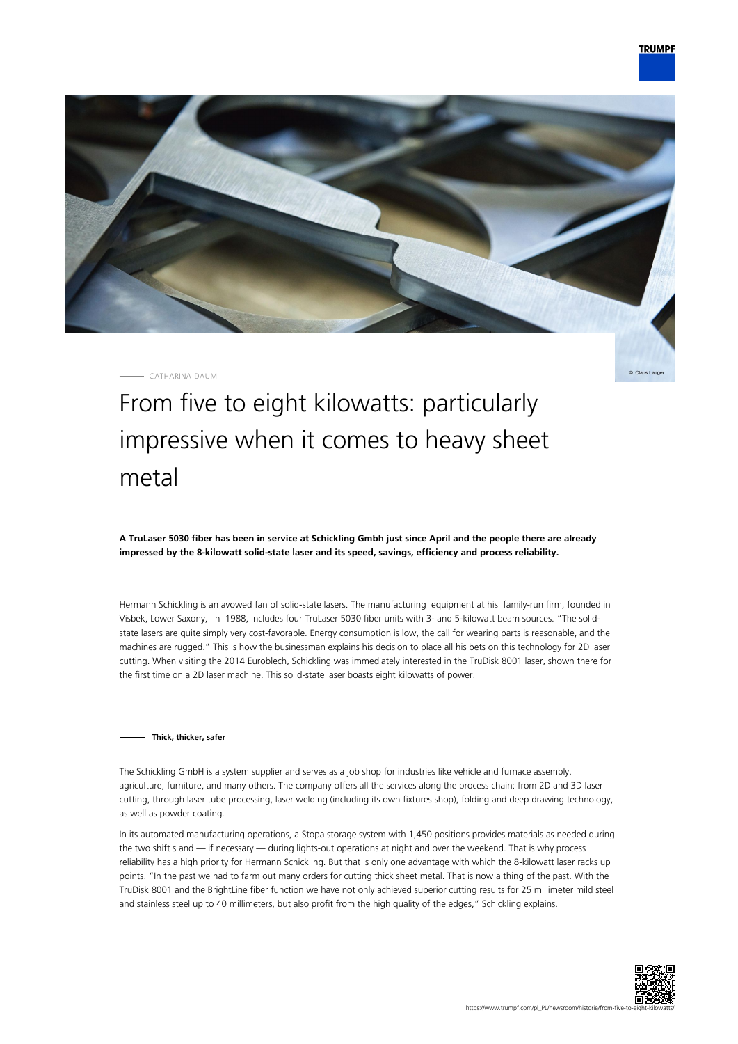CATHARINA DAUM

# From five to eight kilowatts: particularly impressive when it comes to heavy sheet metal

**A TruLaser 5030 fiber has been in service at Schickling Gmbh just since April and the people there are already impressed by the 8-kilowatt solid-state laser and its speed, savings, efficiency and process reliability.**

Hermann Schickling is an avowed fan of solid-state lasers. The manufacturing equipment at his family-run firm, founded in Visbek, Lower Saxony, in 1988, includes four TruLaser 5030 fiber units with 3- and 5-kilowatt beam sources. "The solid-state lasers are quite simply very cost-favorable. Energy consumption is low, the call for wearing parts is reasonable, and the machines are rugged." This is how the businessman explains his decision to place all his bets on this technology for 2D laser cutting. When visiting the 2014 Euroblech, Schickling was immediately interested in the TruDisk 8001 laser, shown there for the first time on a 2D laser machine. This solid-state laser boasts eight kilowatts of power.

## Thick, thicker, safer

The Schickling GmbH is a system supplier and serves as a job shop for industries like vehicle and furnace assembly, agriculture, furniture, and many others. The company offers all the services along the process chain: from 2D and 3D laser cutting, through laser tube processing, laser welding (including its own fixtures shop), folding and deep drawing technology, as well as powder coating.

In its automated manufacturing operations, a Stopa storage system with 1,450 positions provides materials as needed during the two shift s and — if necessary — during lights-out operations at night and over the weekend. That is why process reliability has a high priority for Hermann Schickling. But that is only one advantage with which the 8-kilowatt laser racks up points. "In the past we had to farm out many orders for cutting thick sheet metal. That is now a thing of the past. With the TruDisk 8001 and the BrightLine fiber function we have not only achieved superior cutting results for 25 millimeter mild steel and stainless steel up to 40 millimeters, but also profit from the high quality of the edges," Schickling explains.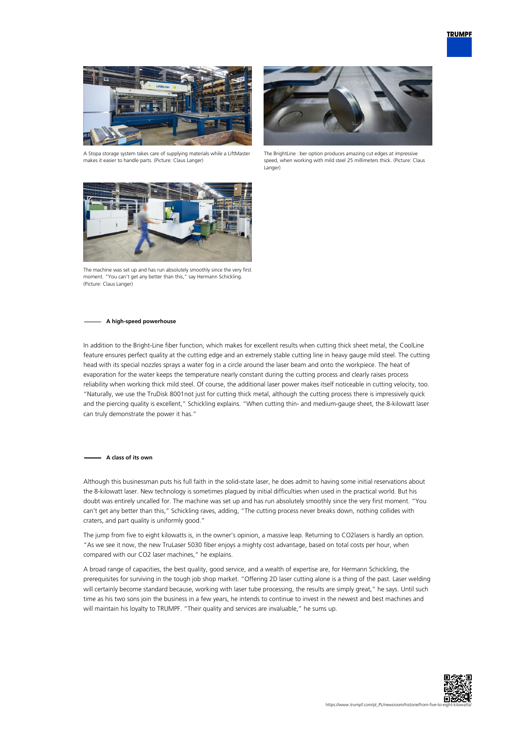A Stopa storage system takes care of supplying materials while a LiftMaster makes it easier to handle parts. (Picture: Claus Langer)

The BrightLine  ber option produces amazing cut edges at impressive speed, when working with mild steel 25 millimeters thick. (Picture: Claus Langer)

The machine was set up and has run absolutely smoothly since the very first moment. "You can't get any better than this," say Hermann Schickling. (Picture: Claus Langer)

## A high-speed powerhouse

In addition to the Bright-Line fiber function, which makes for excellent results when cutting thick sheet metal, the CoolLine feature ensures perfect quality at the cutting edge and an extremely stable cutting line in heavy gauge mild steel. The cutting head with its special nozzles sprays a water fog in a circle around the laser beam and onto the workpiece. The heat of evaporation for the water keeps the temperature nearly constant during the cutting process and clearly raises process reliability when working thick mild steel. Of course, the additional laser power makes itself noticeable in cutting velocity, too. "Naturally, we use the TruDisk 8001not just for cutting thick metal, although the cutting process there is impressively quick and the piercing quality is excellent," Schickling explains. "When cutting thin- and medium-gauge sheet, the 8-kilowatt laser can truly demonstrate the power it has."

## A class of its own

Although this businessman puts his full faith in the solid-state laser, he does admit to having some initial reservations about the 8-kilowatt laser. New technology is sometimes plagued by initial difficulties when used in the practical world. But his doubt was entirely uncalled for. The machine was set up and has run absolutely smoothly since the very first moment. "You can't get any better than this," Schickling raves, adding, "The cutting process never breaks down, nothing collides with craters, and part quality is uniformly good."

The jump from five to eight kilowatts is, in the owner's opinion, a massive leap. Returning to $CO_2$lasers is hardly an option. "As we see it now, the new TruLaser 5030 fiber enjoys a mighty cost advantage, based on total costs per hour, when compared with our $CO_2$ laser machines," he explains.

A broad range of capacities, the best quality, good service, and a wealth of expertise are, for Hermann Schickling, the prerequisites for surviving in the tough job shop market. "Offering 2D laser cutting alone is a thing of the past. Laser welding will certainly become standard because, working with laser tube processing, the results are simply great," he says. Until such time as his two sons join the business in a few years, he intends to continue to invest in the newest and best machines and will maintain his loyalty to TRUMPF. "Their quality and services are invaluable," he sums up.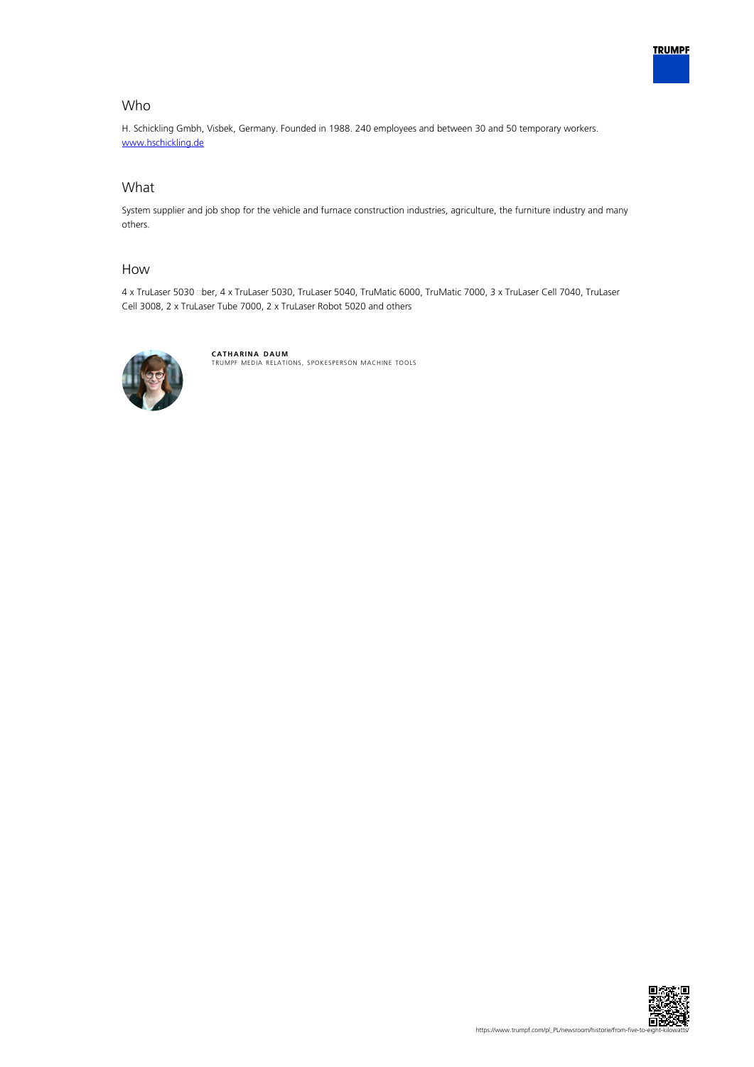## Who

H. Schickling Gmbh, Visbek, Germany. Founded in 1988. 240 employees and between 30 and 50 temporary workers.
[www.hschickling.de](http://www.hschickling.de)

## What

System supplier and job shop for the vehicle and furnace construction industries, agriculture, the furniture industry and many others.

## How

4 x TruLaser 5030 fiber, 4 x TruLaser 5030, TruLaser 5040, TruMatic 6000, TruMatic 7000, 3 x TruLaser Cell 7040, TruLaser Cell 3008, 2 x TruLaser Tube 7000, 2 x TruLaser Robot 5020 and others

**CATHARINA DAUM**
TRUMPF MEDIA RELATIONS, SPOKESPERSON MACHINE TOOLS